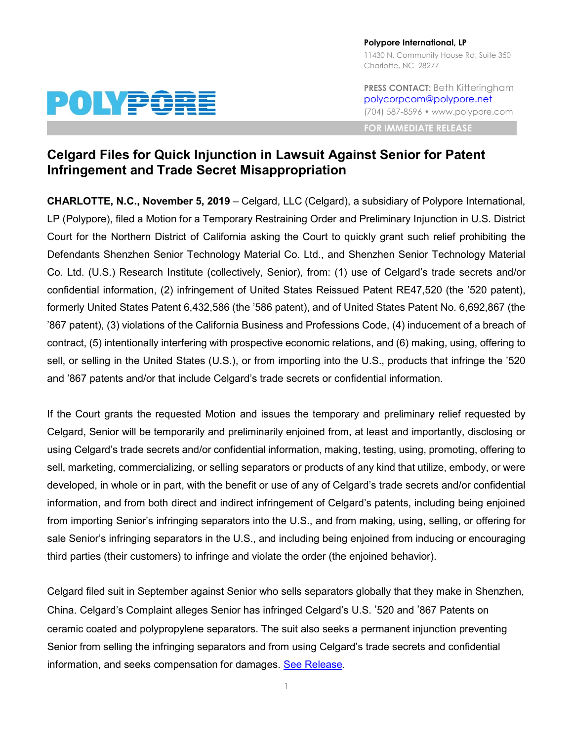POLYPORE

**Polypore International, LP**
11430 N. Community House Rd, Suite 350
Charlotte, NC 28277

**PRESS CONTACT:** Beth Kitteringham
polycorpcom@polypore.net
(704) 587-8596 • www.polypore.com

**FOR IMMEDIATE RELEASE**

# Celgard Files for Quick Injunction in Lawsuit Against Senior for Patent Infringement and Trade Secret Misappropriation

**CHARLOTTE, N.C., November 5, 2019** – Celgard, LLC (Celgard), a subsidiary of Polypore International, LP (Polypore), filed a Motion for a Temporary Restraining Order and Preliminary Injunction in U.S. District Court for the Northern District of California asking the Court to quickly grant such relief prohibiting the Defendants Shenzhen Senior Technology Material Co. Ltd., and Shenzhen Senior Technology Material Co. Ltd. (U.S.) Research Institute (collectively, Senior), from: (1) use of Celgard's trade secrets and/or confidential information, (2) infringement of United States Reissued Patent RE47,520 (the '520 patent), formerly United States Patent 6,432,586 (the '586 patent), and of United States Patent No. 6,692,867 (the '867 patent), (3) violations of the California Business and Professions Code, (4) inducement of a breach of contract, (5) intentionally interfering with prospective economic relations, and (6) making, using, offering to sell, or selling in the United States (U.S.), or from importing into the U.S., products that infringe the '520 and '867 patents and/or that include Celgard's trade secrets or confidential information.

If the Court grants the requested Motion and issues the temporary and preliminary relief requested by Celgard, Senior will be temporarily and preliminarily enjoined from, at least and importantly, disclosing or using Celgard's trade secrets and/or confidential information, making, testing, using, promoting, offering to sell, marketing, commercializing, or selling separators or products of any kind that utilize, embody, or were developed, in whole or in part, with the benefit or use of any of Celgard's trade secrets and/or confidential information, and from both direct and indirect infringement of Celgard's patents, including being enjoined from importing Senior's infringing separators into the U.S., and from making, using, selling, or offering for sale Senior's infringing separators in the U.S., and including being enjoined from inducing or encouraging third parties (their customers) to infringe and violate the order (the enjoined behavior).

Celgard filed suit in September against Senior who sells separators globally that they make in Shenzhen, China. Celgard's Complaint alleges Senior has infringed Celgard's U.S. '520 and '867 Patents on ceramic coated and polypropylene separators. The suit also seeks a permanent injunction preventing Senior from selling the infringing separators and from using Celgard's trade secrets and confidential information, and seeks compensation for damages. See Release.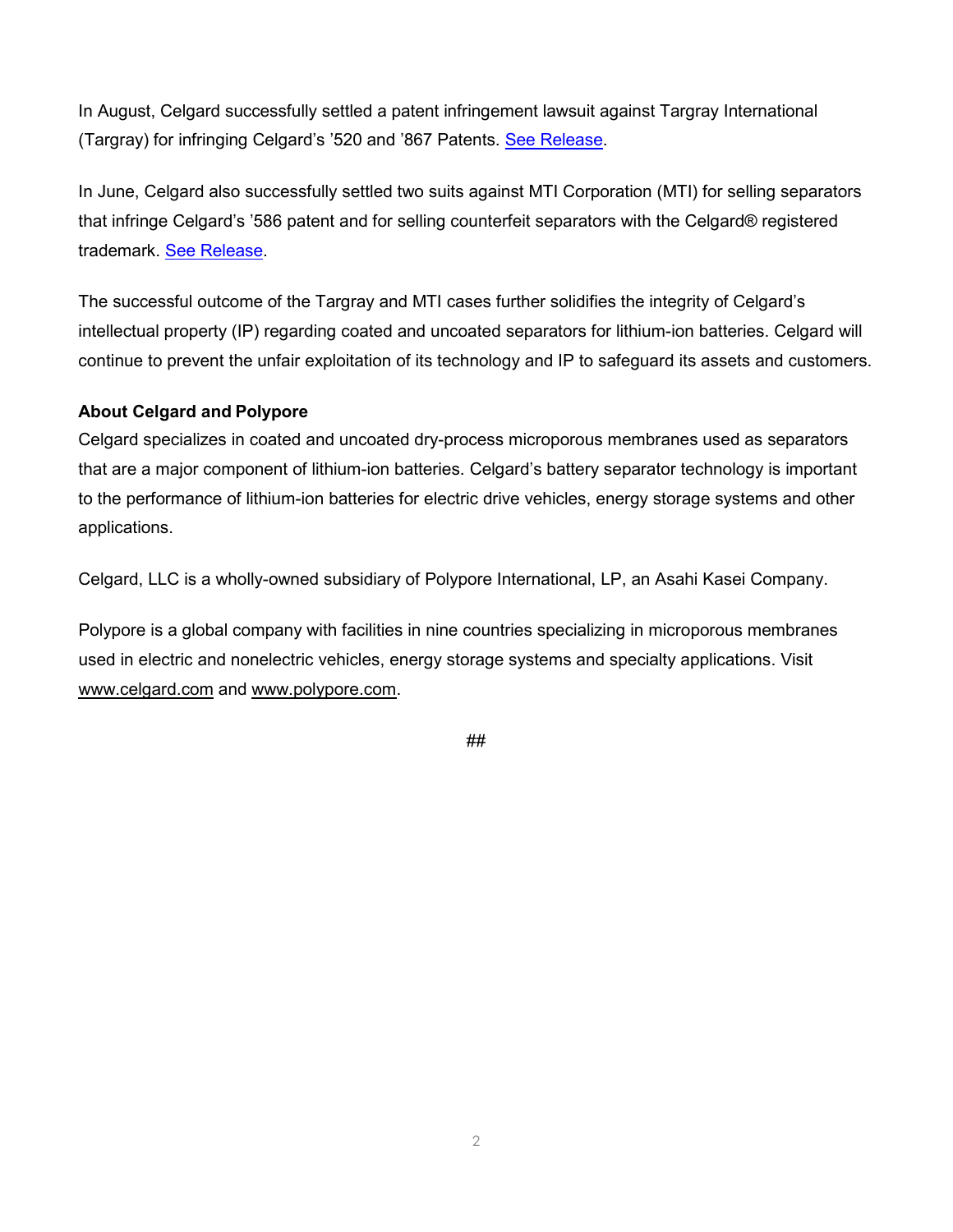In August, Celgard successfully settled a patent infringement lawsuit against Targray International (Targray) for infringing Celgard's '520 and '867 Patents. See Release.

In June, Celgard also successfully settled two suits against MTI Corporation (MTI) for selling separators that infringe Celgard's '586 patent and for selling counterfeit separators with the Celgard® registered trademark. See Release.

The successful outcome of the Targray and MTI cases further solidifies the integrity of Celgard's intellectual property (IP) regarding coated and uncoated separators for lithium-ion batteries. Celgard will continue to prevent the unfair exploitation of its technology and IP to safeguard its assets and customers.

**About Celgard and Polypore**
Celgard specializes in coated and uncoated dry-process microporous membranes used as separators that are a major component of lithium-ion batteries. Celgard's battery separator technology is important to the performance of lithium-ion batteries for electric drive vehicles, energy storage systems and other applications.

Celgard, LLC is a wholly-owned subsidiary of Polypore International, LP, an Asahi Kasei Company.

Polypore is a global company with facilities in nine countries specializing in microporous membranes used in electric and nonelectric vehicles, energy storage systems and specialty applications. Visit www.celgard.com and www.polypore.com.

##